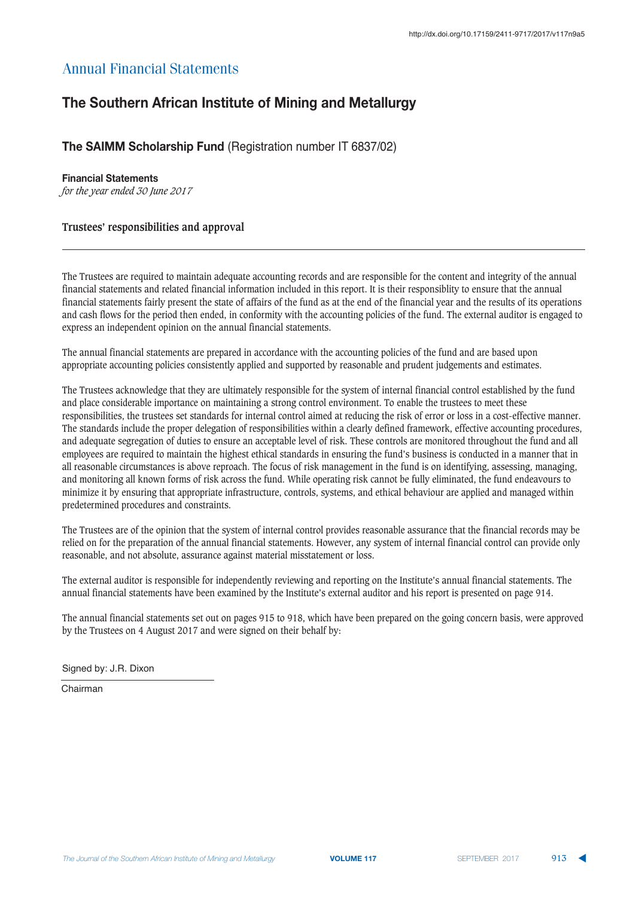# Annual Financial Statements

## The Southern African Institute of Mining and Metallurgy

### **The SAIMM Scholarship Fund** (Registration number IT 6837/02)

**Financial Statements**
*for the year ended 30 June 2017*

#### Trustees' responsibilities and approval

The Trustees are required to maintain adequate accounting records and are responsible for the content and integrity of the annual financial statements and related financial information included in this report. It is their responsiblity to ensure that the annual financial statements fairly present the state of affairs of the fund as at the end of the financial year and the results of its operations and cash flows for the period then ended, in conformity with the accounting policies of the fund. The external auditor is engaged to express an independent opinion on the annual financial statements.

The annual financial statements are prepared in accordance with the accounting policies of the fund and are based upon appropriate accounting policies consistently applied and supported by reasonable and prudent judgements and estimates.

The Trustees acknowledge that they are ultimately responsible for the system of internal financial control established by the fund and place considerable importance on maintaining a strong control environment. To enable the trustees to meet these responsibilities, the trustees set standards for internal control aimed at reducing the risk of error or loss in a cost-effective manner. The standards include the proper delegation of responsibilities within a clearly defined framework, effective accounting procedures, and adequate segregation of duties to ensure an acceptable level of risk. These controls are monitored throughout the fund and all employees are required to maintain the highest ethical standards in ensuring the fund's business is conducted in a manner that in all reasonable circumstances is above reproach. The focus of risk management in the fund is on identifying, assessing, managing, and monitoring all known forms of risk across the fund. While operating risk cannot be fully eliminated, the fund endeavours to minimize it by ensuring that appropriate infrastructure, controls, systems, and ethical behaviour are applied and managed within predetermined procedures and constraints.

The Trustees are of the opinion that the system of internal control provides reasonable assurance that the financial records may be relied on for the preparation of the annual financial statements. However, any system of internal financial control can provide only reasonable, and not absolute, assurance against material misstatement or loss.

The external auditor is responsible for independently reviewing and reporting on the Institute's annual financial statements. The annual financial statements have been examined by the Institute's external auditor and his report is presented on page 914.

The annual financial statements set out on pages 915 to 918, which have been prepared on the going concern basis, were approved by the Trustees on 4 August 2017 and were signed on their behalf by:

Signed by: J.R. Dixon

Chairman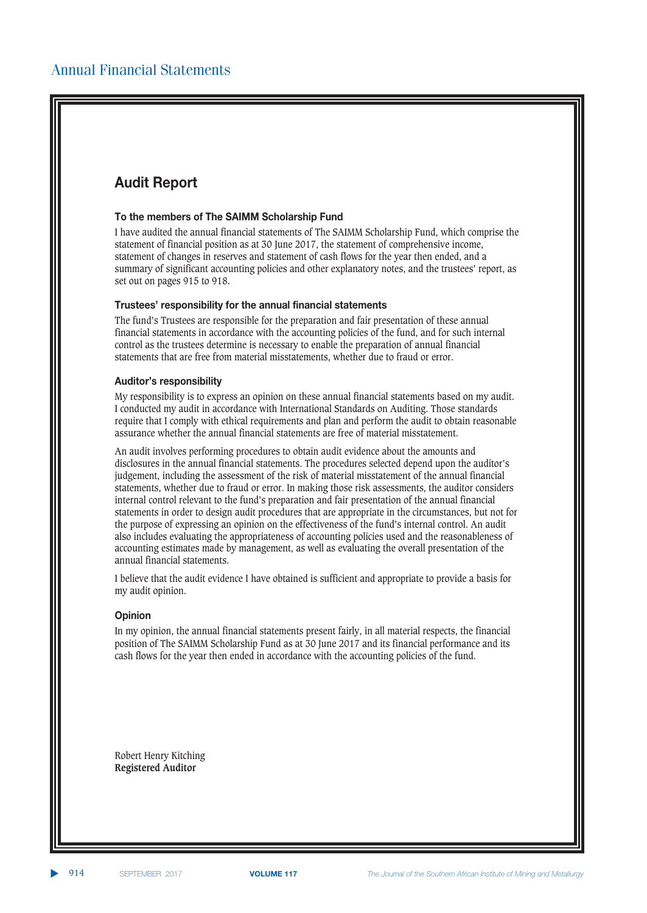# Annual Financial Statements

## Audit Report

### To the members of The SAIMM Scholarship Fund

I have audited the annual financial statements of The SAIMM Scholarship Fund, which comprise the statement of financial position as at 30 June 2017, the statement of comprehensive income, statement of changes in reserves and statement of cash flows for the year then ended, and a summary of significant accounting policies and other explanatory notes, and the trustees' report, as set out on pages 915 to 918.

### Trustees' responsibility for the annual financial statements

The fund's Trustees are responsible for the preparation and fair presentation of these annual financial statements in accordance with the accounting policies of the fund, and for such internal control as the trustees determine is necessary to enable the preparation of annual financial statements that are free from material misstatements, whether due to fraud or error.

### Auditor's responsibility

My responsibility is to express an opinion on these annual financial statements based on my audit. I conducted my audit in accordance with International Standards on Auditing. Those standards require that I comply with ethical requirements and plan and perform the audit to obtain reasonable assurance whether the annual financial statements are free of material misstatement.

An audit involves performing procedures to obtain audit evidence about the amounts and disclosures in the annual financial statements. The procedures selected depend upon the auditor's judgement, including the assessment of the risk of material misstatement of the annual financial statements, whether due to fraud or error. In making those risk assessments, the auditor considers internal control relevant to the fund's preparation and fair presentation of the annual financial statements in order to design audit procedures that are appropriate in the circumstances, but not for the purpose of expressing an opinion on the effectiveness of the fund's internal control. An audit also includes evaluating the appropriateness of accounting policies used and the reasonableness of accounting estimates made by management, as well as evaluating the overall presentation of the annual financial statements.

I believe that the audit evidence I have obtained is sufficient and appropriate to provide a basis for my audit opinion.

### Opinion

In my opinion, the annual financial statements present fairly, in all material respects, the financial position of The SAIMM Scholarship Fund as at 30 June 2017 and its financial performance and its cash flows for the year then ended in accordance with the accounting policies of the fund.

Robert Henry Kitching
**Registered Auditor**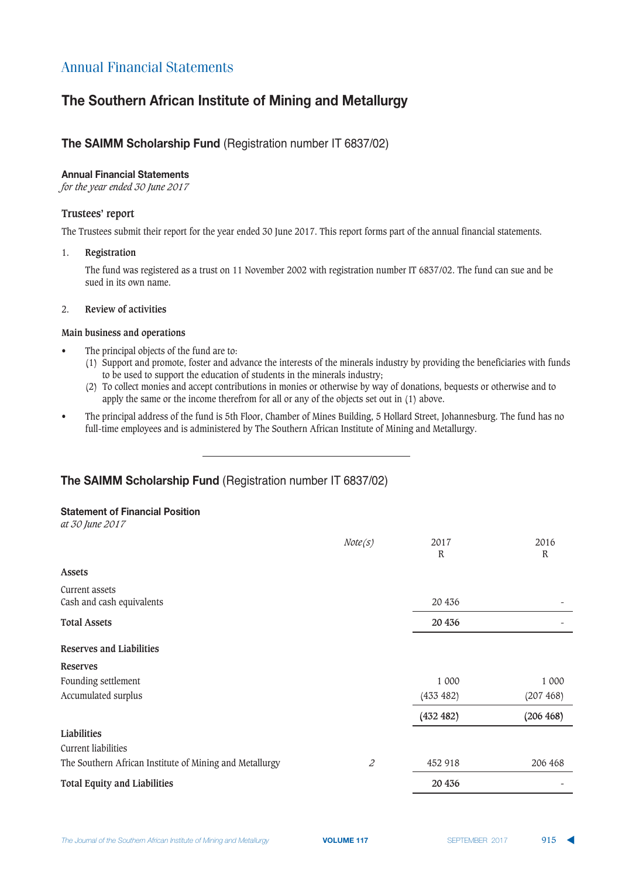# Annual Financial Statements

## The Southern African Institute of Mining and Metallurgy

### **The SAIMM Scholarship Fund** (Registration number IT 6837/02)

**Annual Financial Statements**
*for the year ended 30 June 2017*

**Trustees' report**

The Trustees submit their report for the year ended 30 June 2017. This report forms part of the annual financial statements.

1. **Registration**

   The fund was registered as a trust on 11 November 2002 with registration number IT 6837/02. The fund can sue and be sued in its own name.

2. **Review of activities**

**Main business and operations**

- The principal objects of the fund are to:
  (1) Support and promote, foster and advance the interests of the minerals industry by providing the beneficiaries with funds to be used to support the education of students in the minerals industry;
  (2) To collect monies and accept contributions in monies or otherwise by way of donations, bequests or otherwise and to apply the same or the income therefrom for all or any of the objects set out in (1) above.
- The principal address of the fund is 5th Floor, Chamber of Mines Building, 5 Hollard Street, Johannesburg. The fund has no full-time employees and is administered by The Southern African Institute of Mining and Metallurgy.

---

### **The SAIMM Scholarship Fund** (Registration number IT 6837/02)

**Statement of Financial Position**
*at 30 June 2017*

| | *Note(s)* | 2017 R | 2016 R |
|---|---|---|---|
| **Assets** | | | |
| Current assets | | | |
| Cash and cash equivalents | | 20 436 | - |
| **Total Assets** | | **20 436** | **-** |
| **Reserves and Liabilities** | | | |
| **Reserves** | | | |
| Founding settlement | | 1 000 | 1 000 |
| Accumulated surplus | | (433 482) | (207 468) |
| | | **(432 482)** | **(206 468)** |
| **Liabilities** | | | |
| Current liabilities | | | |
| The Southern African Institute of Mining and Metallurgy | *2* | 452 918 | 206 468 |
| **Total Equity and Liabilities** | | **20 436** | **-** |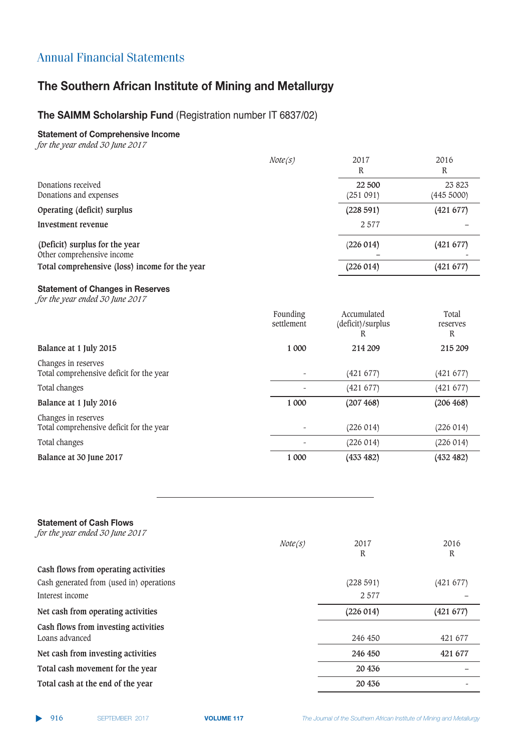## Annual Financial Statements

# The Southern African Institute of Mining and Metallurgy

### The SAIMM Scholarship Fund (Registration number IT 6837/02)

#### Statement of Comprehensive Income

*for the year ended 30 June 2017*

| | *Note(s)* | 2017 R | 2016 R |
|---|---|---|---|
| Donations received | | 22 500 | 23 823 |
| Donations and expenses | | (251 091) | (445 5000) |
| **Operating (deficit) surplus** | | **(228 591)** | **(421 677)** |
| **Investment revenue** | | 2 577 | – |
| **(Deficit) surplus for the year** | | (226 014) | **(421 677)** |
| Other comprehensive income | | – | - |
| **Total comprehensive (loss) income for the year** | | (226 014) | (421 677) |

#### Statement of Changes in Reserves

*for the year ended 30 June 2017*

| | Founding settlement | Accumulated (deficit)/surplus R | Total reserves R |
|---|---|---|---|
| **Balance at 1 July 2015** | **1 000** | **214 209** | **215 209** |
| Changes in reserves | | | |
| Total comprehensive deficit for the year | - | (421 677) | (421 677) |
| Total changes | - | (421 677) | (421 677) |
| **Balance at 1 July 2016** | **1 000** | **(207 468)** | **(206 468)** |
| Changes in reserves | | | |
| Total comprehensive deficit for the year | - | (226 014) | (226 014) |
| Total changes | - | (226 014) | (226 014) |
| **Balance at 30 June 2017** | **1 000** | **(433 482)** | **(432 482)** |

#### Statement of Cash Flows

*for the year ended 30 June 2017*

| | *Note(s)* | 2017 R | 2016 R |
|---|---|---|---|
| **Cash flows from operating activities** | | | |
| Cash generated from (used in) operations | | (228 591) | (421 677) |
| Interest income | | 2 577 | – |
| **Net cash from operating activities** | | **(226 014)** | **(421 677)** |
| **Cash flows from investing activities** | | | |
| Loans advanced | | 246 450 | 421 677 |
| **Net cash from investing activities** | | **246 450** | **421 677** |
| **Total cash movement for the year** | | **20 436** | – |
| **Total cash at the end of the year** | | **20 436** | - |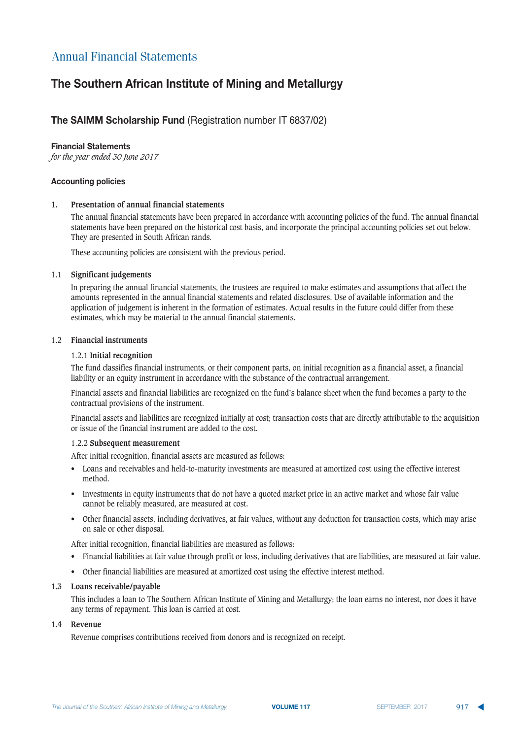# Annual Financial Statements

## The Southern African Institute of Mining and Metallurgy

### The SAIMM Scholarship Fund (Registration number IT 6837/02)

**Financial Statements**
*for the year ended 30 June 2017*

**Accounting policies**

**1. Presentation of annual financial statements**

The annual financial statements have been prepared in accordance with accounting policies of the fund. The annual financial statements have been prepared on the historical cost basis, and incorporate the principal accounting policies set out below. They are presented in South African rands.

These accounting policies are consistent with the previous period.

**1.1 Significant judgements**

In preparing the annual financial statements, the trustees are required to make estimates and assumptions that affect the amounts represented in the annual financial statements and related disclosures. Use of available information and the application of judgement is inherent in the formation of estimates. Actual results in the future could differ from these estimates, which may be material to the annual financial statements.

**1.2 Financial instruments**

1.2.1 **Initial recognition**

The fund classifies financial instruments, or their component parts, on initial recognition as a financial asset, a financial liability or an equity instrument in accordance with the substance of the contractual arrangement.

Financial assets and financial liabilities are recognized on the fund's balance sheet when the fund becomes a party to the contractual provisions of the instrument.

Financial assets and liabilities are recognized initially at cost; transaction costs that are directly attributable to the acquisition or issue of the financial instrument are added to the cost.

1.2.2 **Subsequent measurement**

After initial recognition, financial assets are measured as follows:

- Loans and receivables and held-to-maturity investments are measured at amortized cost using the effective interest method.
- Investments in equity instruments that do not have a quoted market price in an active market and whose fair value cannot be reliably measured, are measured at cost.
- Other financial assets, including derivatives, at fair values, without any deduction for transaction costs, which may arise on sale or other disposal.

After initial recognition, financial liabilities are measured as follows:

- Financial liabilities at fair value through profit or loss, including derivatives that are liabilities, are measured at fair value.
- Other financial liabilities are measured at amortized cost using the effective interest method.

**1.3 Loans receivable/payable**

This includes a loan to The Southern African Institute of Mining and Metallurgy; the loan earns no interest, nor does it have any terms of repayment. This loan is carried at cost.

**1.4 Revenue**

Revenue comprises contributions received from donors and is recognized on receipt.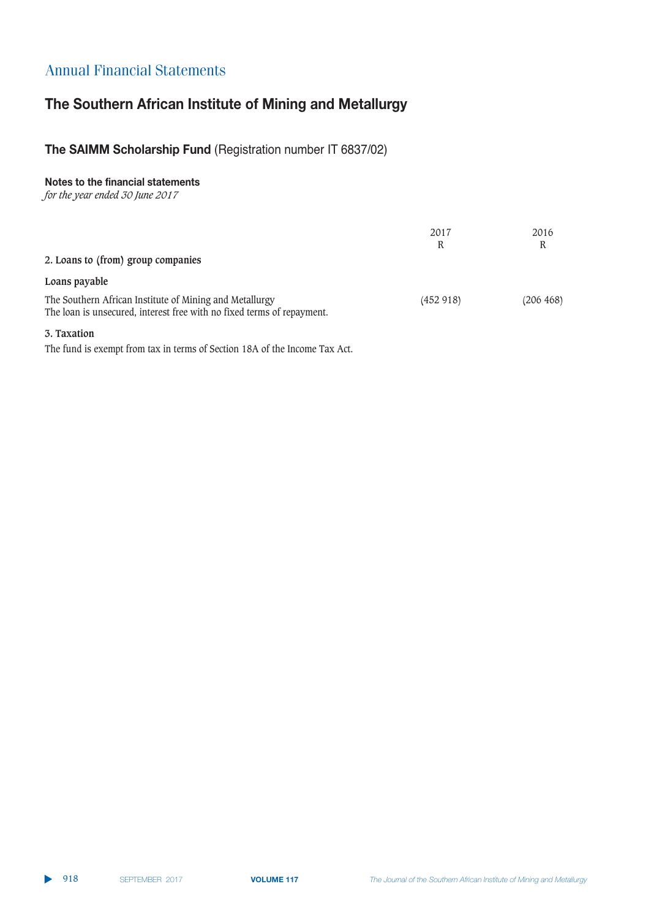# Annual Financial Statements

## The Southern African Institute of Mining and Metallurgy

### The SAIMM Scholarship Fund (Registration number IT 6837/02)

**Notes to the financial statements**
*for the year ended 30 June 2017*

| | 2017 R | 2016 R |
|---|---|---|
| **2. Loans to (from) group companies** | | |
| **Loans payable** | | |
| The Southern African Institute of Mining and Metallurgy<br>The loan is unsecured, interest free with no fixed terms of repayment. | (452 918) | (206 468) |

**3. Taxation**

The fund is exempt from tax in terms of Section 18A of the Income Tax Act.